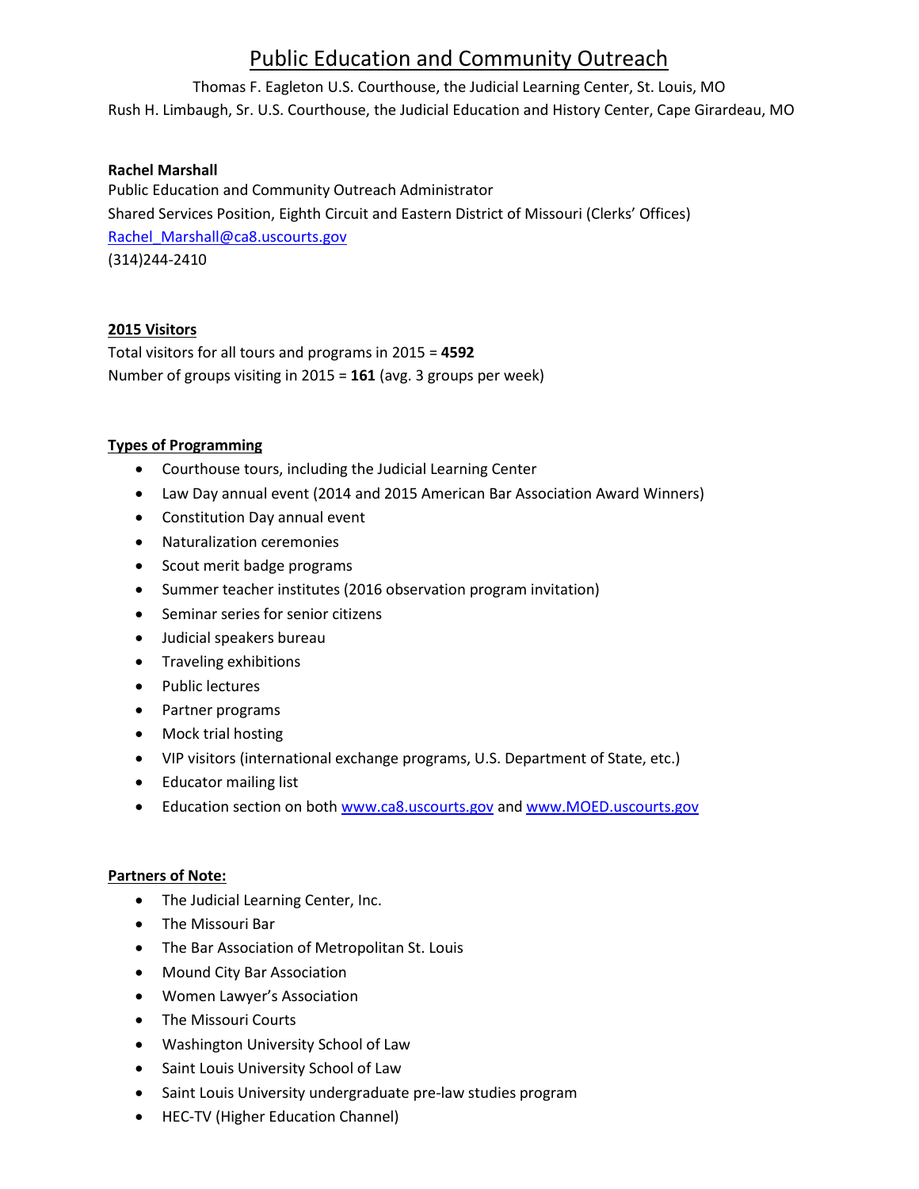# Public Education and Community Outreach

Thomas F. Eagleton U.S. Courthouse, the Judicial Learning Center, St. Louis, MO
Rush H. Limbaugh, Sr. U.S. Courthouse, the Judicial Education and History Center, Cape Girardeau, MO

**Rachel Marshall**
Public Education and Community Outreach Administrator
Shared Services Position, Eighth Circuit and Eastern District of Missouri (Clerks' Offices)
Rachel_Marshall@ca8.uscourts.gov
(314)244-2410

## 2015 Visitors

Total visitors for all tours and programs in 2015 = **4592**
Number of groups visiting in 2015 = **161** (avg. 3 groups per week)

## Types of Programming

- Courthouse tours, including the Judicial Learning Center
- Law Day annual event (2014 and 2015 American Bar Association Award Winners)
- Constitution Day annual event
- Naturalization ceremonies
- Scout merit badge programs
- Summer teacher institutes (2016 observation program invitation)
- Seminar series for senior citizens
- Judicial speakers bureau
- Traveling exhibitions
- Public lectures
- Partner programs
- Mock trial hosting
- VIP visitors (international exchange programs, U.S. Department of State, etc.)
- Educator mailing list
- Education section on both www.ca8.uscourts.gov and www.MOED.uscourts.gov

## Partners of Note:

- The Judicial Learning Center, Inc.
- The Missouri Bar
- The Bar Association of Metropolitan St. Louis
- Mound City Bar Association
- Women Lawyer's Association
- The Missouri Courts
- Washington University School of Law
- Saint Louis University School of Law
- Saint Louis University undergraduate pre-law studies program
- HEC-TV (Higher Education Channel)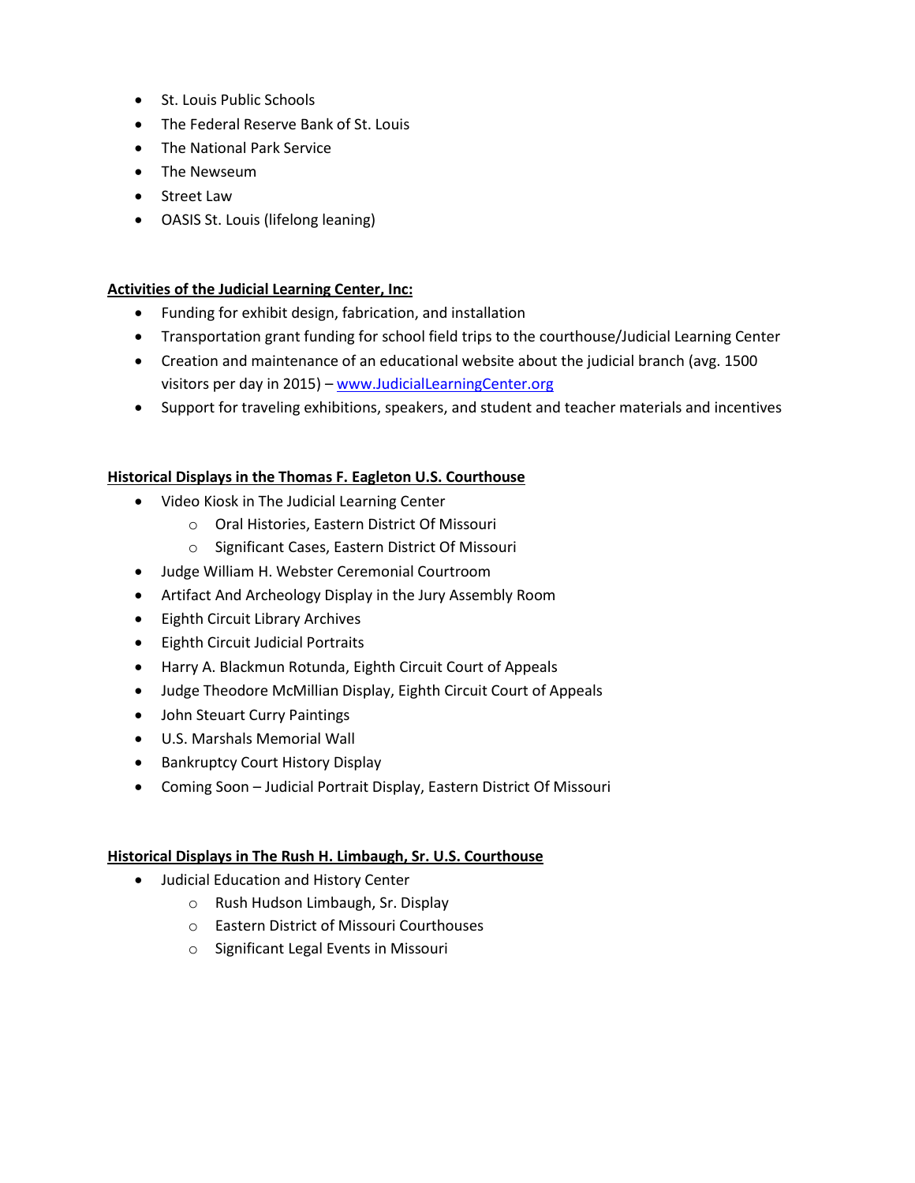- St. Louis Public Schools
- The Federal Reserve Bank of St. Louis
- The National Park Service
- The Newseum
- Street Law
- OASIS St. Louis (lifelong leaning)

**Activities of the Judicial Learning Center, Inc:**

- Funding for exhibit design, fabrication, and installation
- Transportation grant funding for school field trips to the courthouse/Judicial Learning Center
- Creation and maintenance of an educational website about the judicial branch (avg. 1500 visitors per day in 2015) – www.JudicialLearningCenter.org
- Support for traveling exhibitions, speakers, and student and teacher materials and incentives

**Historical Displays in the Thomas F. Eagleton U.S. Courthouse**

- Video Kiosk in The Judicial Learning Center
  - Oral Histories, Eastern District Of Missouri
  - Significant Cases, Eastern District Of Missouri
- Judge William H. Webster Ceremonial Courtroom
- Artifact And Archeology Display in the Jury Assembly Room
- Eighth Circuit Library Archives
- Eighth Circuit Judicial Portraits
- Harry A. Blackmun Rotunda, Eighth Circuit Court of Appeals
- Judge Theodore McMillian Display, Eighth Circuit Court of Appeals
- John Steuart Curry Paintings
- U.S. Marshals Memorial Wall
- Bankruptcy Court History Display
- Coming Soon – Judicial Portrait Display, Eastern District Of Missouri

**Historical Displays in The Rush H. Limbaugh, Sr. U.S. Courthouse**

- Judicial Education and History Center
  - Rush Hudson Limbaugh, Sr. Display
  - Eastern District of Missouri Courthouses
  - Significant Legal Events in Missouri